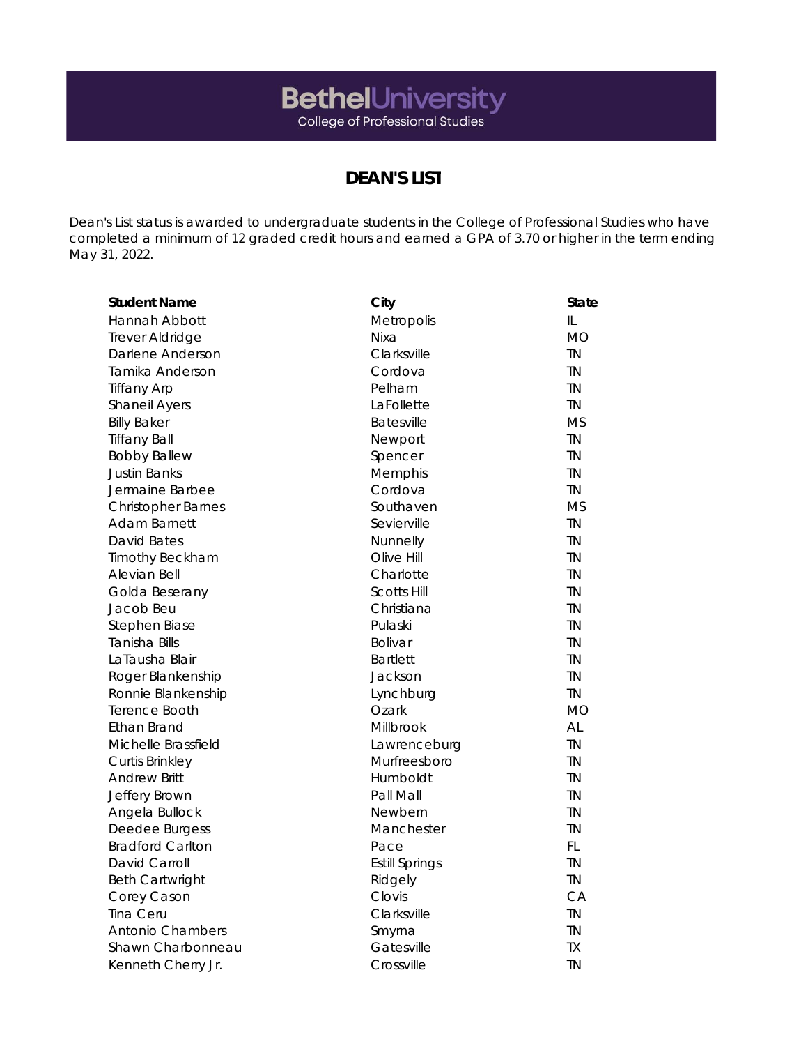# Bethel University

College of Professional Studies

## DEAN'S LIST

Dean's List status is awarded to undergraduate students in the College of Professional Studies who have completed a minimum of 12 graded credit hours and earned a GPA of 3.70 or higher in the term ending May 31, 2022.

| Student Name | City | State |
|---|---|---|
| Hannah Abbott | Metropolis | IL |
| Trever Aldridge | Nixa | MO |
| Darlene Anderson | Clarksville | TN |
| Tamika Anderson | Cordova | TN |
| Tiffany Arp | Pelham | TN |
| Shaneil Ayers | LaFollette | TN |
| Billy Baker | Batesville | MS |
| Tiffany Ball | Newport | TN |
| Bobby Ballew | Spencer | TN |
| Justin Banks | Memphis | TN |
| Jermaine Barbee | Cordova | TN |
| Christopher Barnes | Southaven | MS |
| Adam Barnett | Sevierville | TN |
| David Bates | Nunnelly | TN |
| Timothy Beckham | Olive Hill | TN |
| Alevian Bell | Charlotte | TN |
| Golda Beserany | Scotts Hill | TN |
| Jacob Beu | Christiana | TN |
| Stephen Biase | Pulaski | TN |
| Tanisha Bills | Bolivar | TN |
| LaTausha Blair | Bartlett | TN |
| Roger Blankenship | Jackson | TN |
| Ronnie Blankenship | Lynchburg | TN |
| Terence Booth | Ozark | MO |
| Ethan Brand | Millbrook | AL |
| Michelle Brassfield | Lawrenceburg | TN |
| Curtis Brinkley | Murfreesboro | TN |
| Andrew Britt | Humboldt | TN |
| Jeffery Brown | Pall Mall | TN |
| Angela Bullock | Newbern | TN |
| Deedee Burgess | Manchester | TN |
| Bradford Carlton | Pace | FL |
| David Carroll | Estill Springs | TN |
| Beth Cartwright | Ridgely | TN |
| Corey Cason | Clovis | CA |
| Tina Ceru | Clarksville | TN |
| Antonio Chambers | Smyrna | TN |
| Shawn Charbonneau | Gatesville | TX |
| Kenneth Cherry Jr. | Crossville | TN |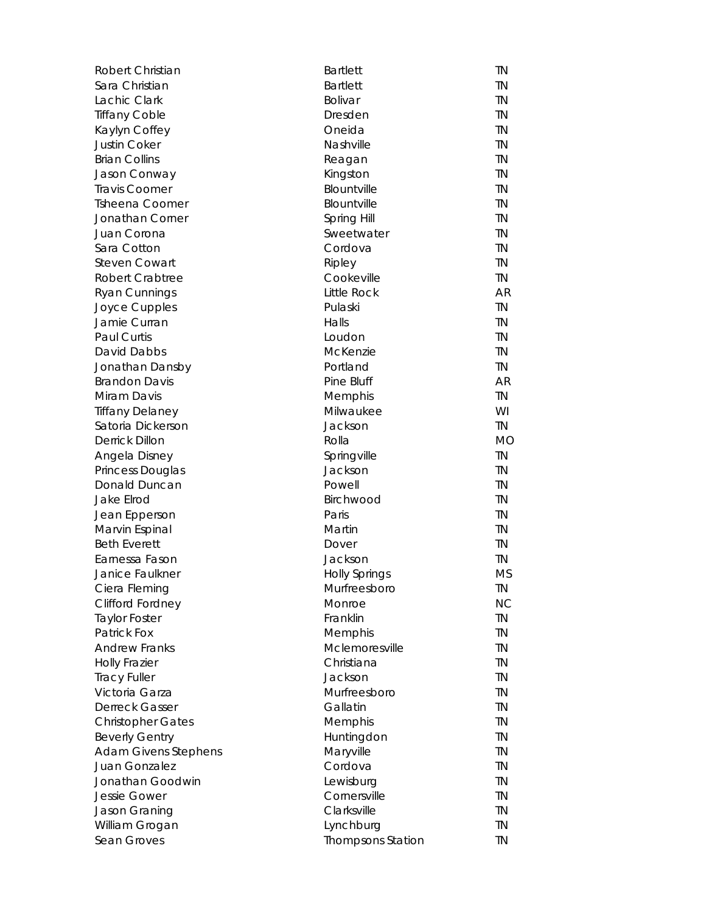| | | |
|---|---|---|
| Robert Christian | Bartlett | TN |
| Sara Christian | Bartlett | TN |
| Lachic Clark | Bolivar | TN |
| Tiffany Coble | Dresden | TN |
| Kaylyn Coffey | Oneida | TN |
| Justin Coker | Nashville | TN |
| Brian Collins | Reagan | TN |
| Jason Conway | Kingston | TN |
| Travis Coomer | Blountville | TN |
| Tsheena Coomer | Blountville | TN |
| Jonathan Corner | Spring Hill | TN |
| Juan Corona | Sweetwater | TN |
| Sara Cotton | Cordova | TN |
| Steven Cowart | Ripley | TN |
| Robert Crabtree | Cookeville | TN |
| Ryan Cunnings | Little Rock | AR |
| Joyce Cupples | Pulaski | TN |
| Jamie Curran | Halls | TN |
| Paul Curtis | Loudon | TN |
| David Dabbs | McKenzie | TN |
| Jonathan Dansby | Portland | TN |
| Brandon Davis | Pine Bluff | AR |
| Miram Davis | Memphis | TN |
| Tiffany Delaney | Milwaukee | WI |
| Satoria Dickerson | Jackson | TN |
| Derrick Dillon | Rolla | MO |
| Angela Disney | Springville | TN |
| Princess Douglas | Jackson | TN |
| Donald Duncan | Powell | TN |
| Jake Elrod | Birchwood | TN |
| Jean Epperson | Paris | TN |
| Marvin Espinal | Martin | TN |
| Beth Everett | Dover | TN |
| Earnessa Fason | Jackson | TN |
| Janice Faulkner | Holly Springs | MS |
| Ciera Fleming | Murfreesboro | TN |
| Clifford Fordney | Monroe | NC |
| Taylor Foster | Franklin | TN |
| Patrick Fox | Memphis | TN |
| Andrew Franks | Mclemoresville | TN |
| Holly Frazier | Christiana | TN |
| Tracy Fuller | Jackson | TN |
| Victoria Garza | Murfreesboro | TN |
| Derreck Gasser | Gallatin | TN |
| Christopher Gates | Memphis | TN |
| Beverly Gentry | Huntingdon | TN |
| Adam Givens Stephens | Maryville | TN |
| Juan Gonzalez | Cordova | TN |
| Jonathan Goodwin | Lewisburg | TN |
| Jessie Gower | Cornersville | TN |
| Jason Graning | Clarksville | TN |
| William Grogan | Lynchburg | TN |
| Sean Groves | Thompsons Station | TN |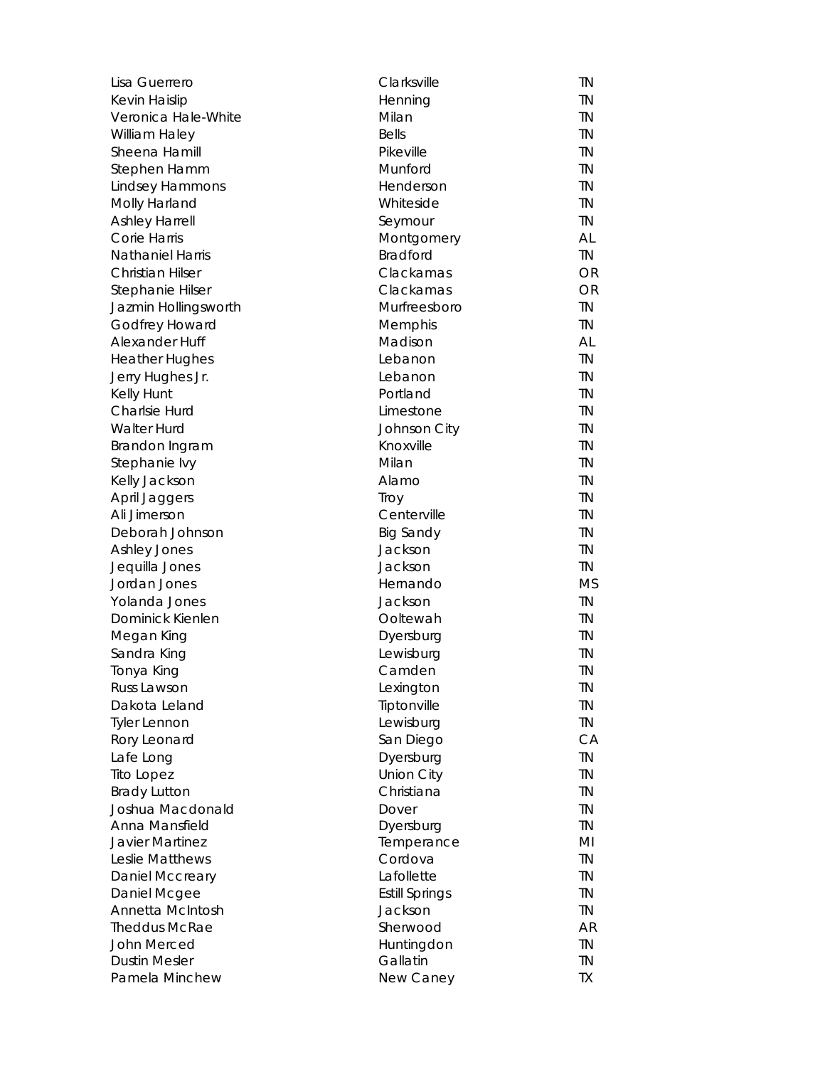| | | |
|---|---|---|
| Lisa Guerrero | Clarksville | TN |
| Kevin Haislip | Henning | TN |
| Veronica Hale-White | Milan | TN |
| William Haley | Bells | TN |
| Sheena Hamill | Pikeville | TN |
| Stephen Hamm | Munford | TN |
| Lindsey Hammons | Henderson | TN |
| Molly Harland | Whiteside | TN |
| Ashley Harrell | Seymour | TN |
| Corie Harris | Montgomery | AL |
| Nathaniel Harris | Bradford | TN |
| Christian Hilser | Clackamas | OR |
| Stephanie Hilser | Clackamas | OR |
| Jazmin Hollingsworth | Murfreesboro | TN |
| Godfrey Howard | Memphis | TN |
| Alexander Huff | Madison | AL |
| Heather Hughes | Lebanon | TN |
| Jerry Hughes Jr. | Lebanon | TN |
| Kelly Hunt | Portland | TN |
| Charlsie Hurd | Limestone | TN |
| Walter Hurd | Johnson City | TN |
| Brandon Ingram | Knoxville | TN |
| Stephanie Ivy | Milan | TN |
| Kelly Jackson | Alamo | TN |
| April Jaggers | Troy | TN |
| Ali Jimerson | Centerville | TN |
| Deborah Johnson | Big Sandy | TN |
| Ashley Jones | Jackson | TN |
| Jequilla Jones | Jackson | TN |
| Jordan Jones | Hernando | MS |
| Yolanda Jones | Jackson | TN |
| Dominick Kienlen | Ooltewah | TN |
| Megan King | Dyersburg | TN |
| Sandra King | Lewisburg | TN |
| Tonya King | Camden | TN |
| Russ Lawson | Lexington | TN |
| Dakota Leland | Tiptonville | TN |
| Tyler Lennon | Lewisburg | TN |
| Rory Leonard | San Diego | CA |
| Lafe Long | Dyersburg | TN |
| Tito Lopez | Union City | TN |
| Brady Lutton | Christiana | TN |
| Joshua Macdonald | Dover | TN |
| Anna Mansfield | Dyersburg | TN |
| Javier Martinez | Temperance | MI |
| Leslie Matthews | Cordova | TN |
| Daniel Mccreary | Lafollette | TN |
| Daniel Mcgee | Estill Springs | TN |
| Annetta McIntosh | Jackson | TN |
| Theddus McRae | Sherwood | AR |
| John Merced | Huntingdon | TN |
| Dustin Mesler | Gallatin | TN |
| Pamela Minchew | New Caney | TX |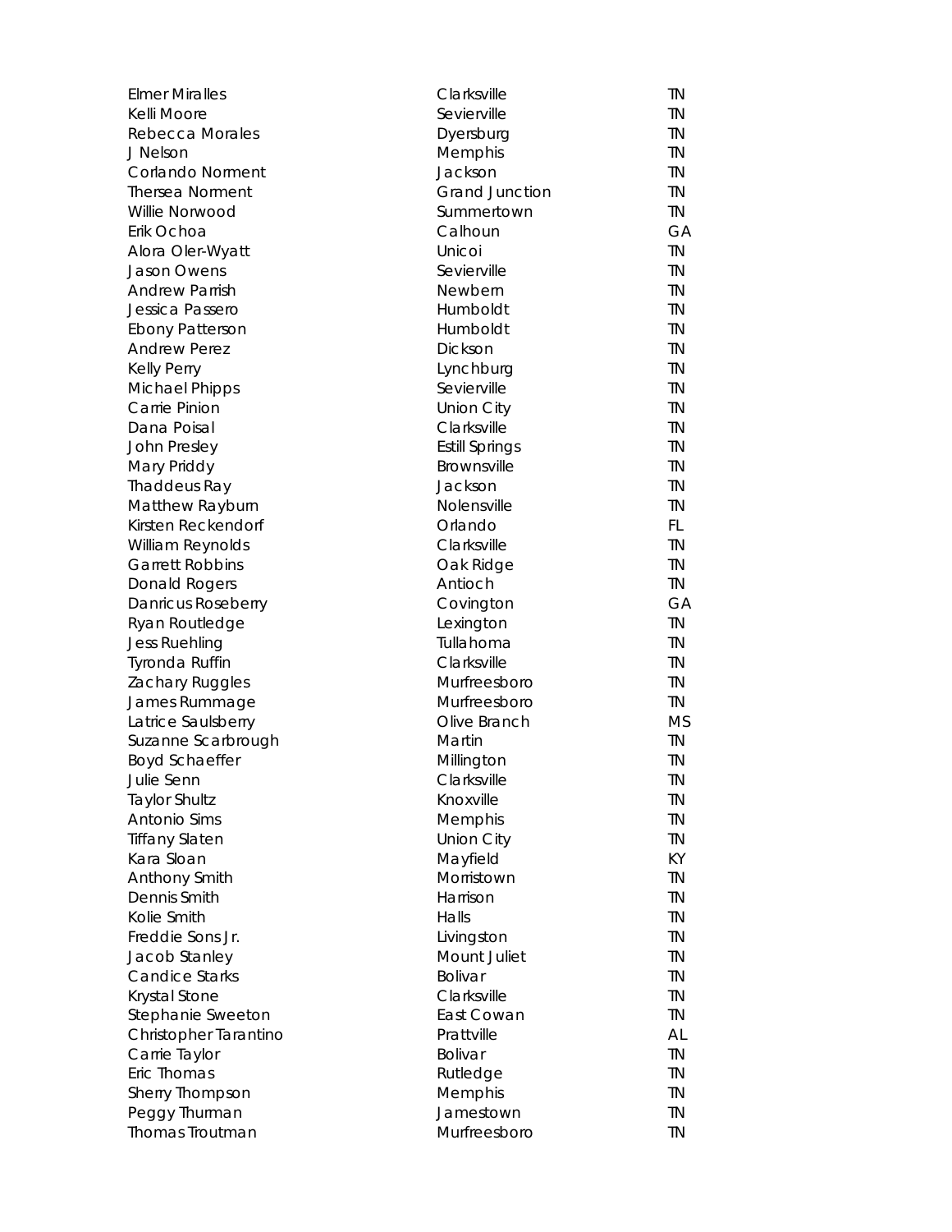| | | |
|---|---|---|
| Elmer Miralles | Clarksville | TN |
| Kelli Moore | Sevierville | TN |
| Rebecca Morales | Dyersburg | TN |
| J Nelson | Memphis | TN |
| Corlando Norment | Jackson | TN |
| Thersea Norment | Grand Junction | TN |
| Willie Norwood | Summertown | TN |
| Erik Ochoa | Calhoun | GA |
| Alora Oler-Wyatt | Unicoi | TN |
| Jason Owens | Sevierville | TN |
| Andrew Parrish | Newbern | TN |
| Jessica Passero | Humboldt | TN |
| Ebony Patterson | Humboldt | TN |
| Andrew Perez | Dickson | TN |
| Kelly Perry | Lynchburg | TN |
| Michael Phipps | Sevierville | TN |
| Carrie Pinion | Union City | TN |
| Dana Poisal | Clarksville | TN |
| John Presley | Estill Springs | TN |
| Mary Priddy | Brownsville | TN |
| Thaddeus Ray | Jackson | TN |
| Matthew Rayburn | Nolensville | TN |
| Kirsten Reckendorf | Orlando | FL |
| William Reynolds | Clarksville | TN |
| Garrett Robbins | Oak Ridge | TN |
| Donald Rogers | Antioch | TN |
| Danricus Roseberry | Covington | GA |
| Ryan Routledge | Lexington | TN |
| Jess Ruehling | Tullahoma | TN |
| Tyronda Ruffin | Clarksville | TN |
| Zachary Ruggles | Murfreesboro | TN |
| James Rummage | Murfreesboro | TN |
| Latrice Saulsberry | Olive Branch | MS |
| Suzanne Scarbrough | Martin | TN |
| Boyd Schaeffer | Millington | TN |
| Julie Senn | Clarksville | TN |
| Taylor Shultz | Knoxville | TN |
| Antonio Sims | Memphis | TN |
| Tiffany Slaten | Union City | TN |
| Kara Sloan | Mayfield | KY |
| Anthony Smith | Morristown | TN |
| Dennis Smith | Harrison | TN |
| Kolie Smith | Halls | TN |
| Freddie Sons Jr. | Livingston | TN |
| Jacob Stanley | Mount Juliet | TN |
| Candice Starks | Bolivar | TN |
| Krystal Stone | Clarksville | TN |
| Stephanie Sweeton | East Cowan | TN |
| Christopher Tarantino | Prattville | AL |
| Carrie Taylor | Bolivar | TN |
| Eric Thomas | Rutledge | TN |
| Sherry Thompson | Memphis | TN |
| Peggy Thurman | Jamestown | TN |
| Thomas Troutman | Murfreesboro | TN |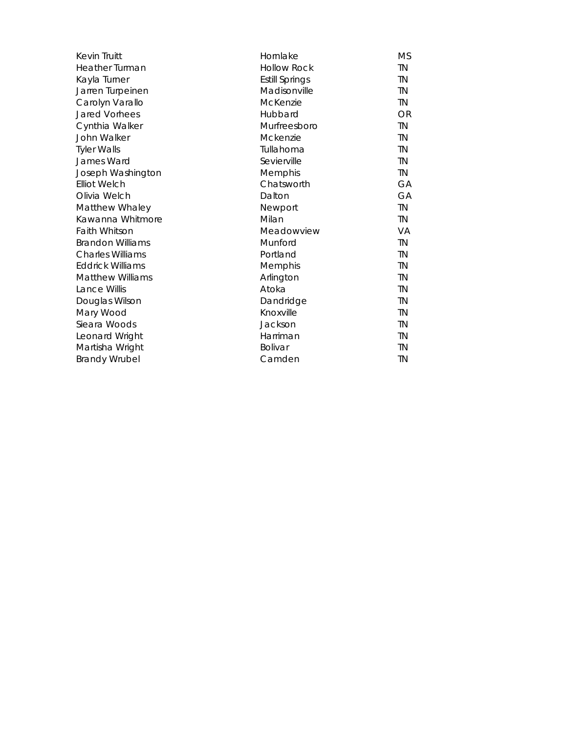| | | |
|---|---|---|
| Kevin Truitt | Hornlake | MS |
| Heather Turman | Hollow Rock | TN |
| Kayla Turner | Estill Springs | TN |
| Jarren Turpeinen | Madisonville | TN |
| Carolyn Varallo | McKenzie | TN |
| Jared Vorhees | Hubbard | OR |
| Cynthia Walker | Murfreesboro | TN |
| John Walker | Mckenzie | TN |
| Tyler Walls | Tullahoma | TN |
| James Ward | Sevierville | TN |
| Joseph Washington | Memphis | TN |
| Elliot Welch | Chatsworth | GA |
| Olivia Welch | Dalton | GA |
| Matthew Whaley | Newport | TN |
| Kawanna Whitmore | Milan | TN |
| Faith Whitson | Meadowview | VA |
| Brandon Williams | Munford | TN |
| Charles Williams | Portland | TN |
| Eddrick Williams | Memphis | TN |
| Matthew Williams | Arlington | TN |
| Lance Willis | Atoka | TN |
| Douglas Wilson | Dandridge | TN |
| Mary Wood | Knoxville | TN |
| Sieara Woods | Jackson | TN |
| Leonard Wright | Harriman | TN |
| Martisha Wright | Bolivar | TN |
| Brandy Wrubel | Camden | TN |